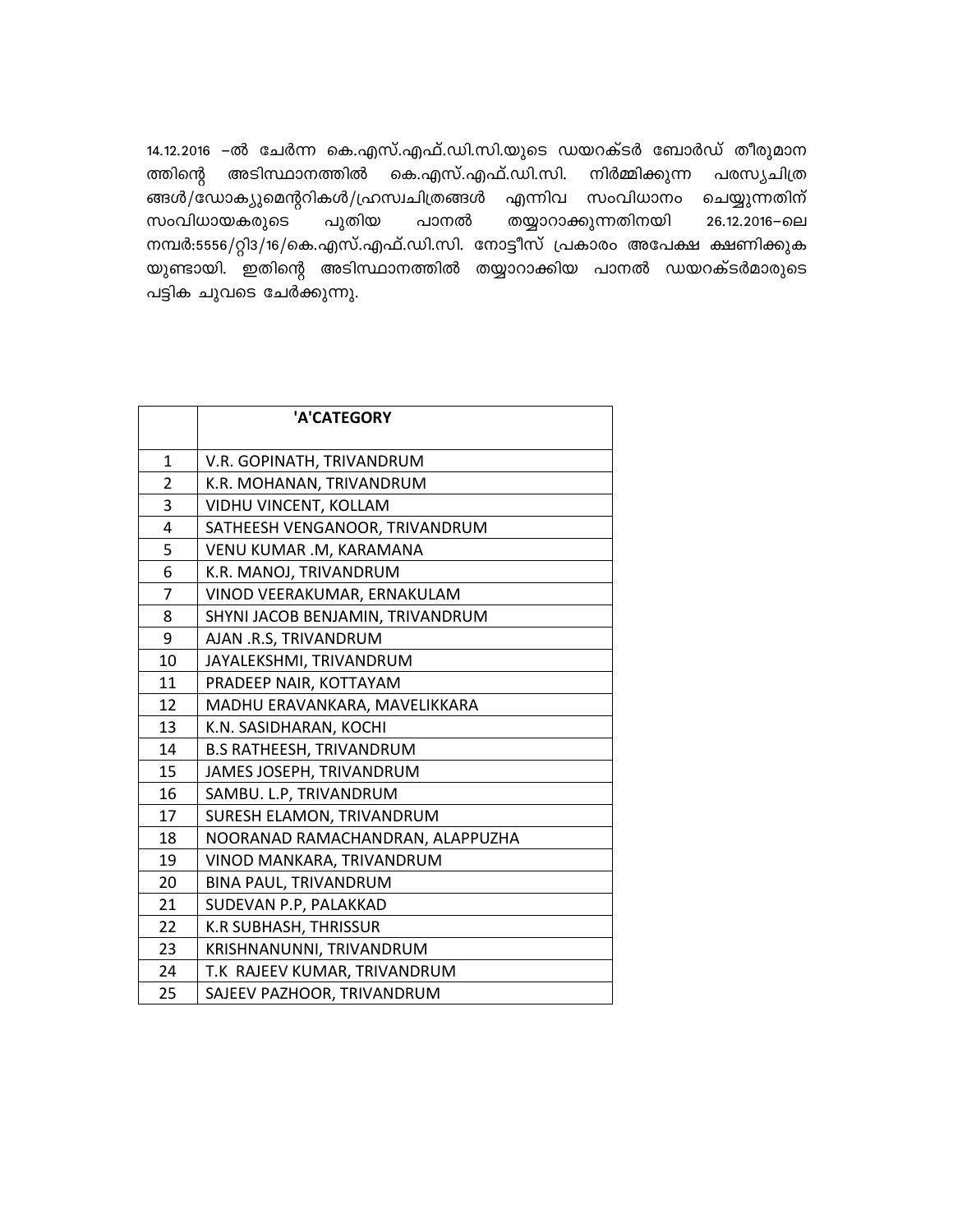14.12.2016 –ൽ ചേർന്ന കെ.എസ്.എഫ്.ഡി.സി.യുടെ ഡയറക്ടർ ബോർഡ് തീരുമാനത്തിന്റെ അടിസ്ഥാനത്തിൽ കെ.എസ്.എഫ്.ഡി.സി. നിർമ്മിക്കുന്ന പരസ്യചിത്രങ്ങൾ/ഡോക്യുമെന്ററികൾ/ഹ്രസ്വചിത്രങ്ങൾ എന്നിവ സംവിധാനം ചെയ്യുന്നതിന് സംവിധായകരുടെ പുതിയ പാനൽ തയ്യാറാക്കുന്നതിനായി 26.12.2016–ലെ നമ്പർ:5556/റ്റി3/16/കെ.എസ്.എഫ്.ഡി.സി. നോട്ടീസ് പ്രകാരം അപേക്ഷ ക്ഷണിക്കുകയുണ്ടായി. ഇതിന്റെ അടിസ്ഥാനത്തിൽ തയ്യാറാക്കിയ പാനൽ ഡയറക്ടർമാരുടെ പട്ടിക ചുവടെ ചേർക്കുന്നു.

| | **'A'CATEGORY** |
|---|---|
| 1 | V.R. GOPINATH, TRIVANDRUM |
| 2 | K.R. MOHANAN, TRIVANDRUM |
| 3 | VIDHU VINCENT, KOLLAM |
| 4 | SATHEESH VENGANOOR, TRIVANDRUM |
| 5 | VENU KUMAR .M, KARAMANA |
| 6 | K.R. MANOJ, TRIVANDRUM |
| 7 | VINOD VEERAKUMAR, ERNAKULAM |
| 8 | SHYNI JACOB BENJAMIN, TRIVANDRUM |
| 9 | AJAN .R.S, TRIVANDRUM |
| 10 | JAYALEKSHMI, TRIVANDRUM |
| 11 | PRADEEP NAIR, KOTTAYAM |
| 12 | MADHU ERAVANKARA, MAVELIKKARA |
| 13 | K.N. SASIDHARAN, KOCHI |
| 14 | B.S RATHEESH, TRIVANDRUM |
| 15 | JAMES JOSEPH, TRIVANDRUM |
| 16 | SAMBU. L.P, TRIVANDRUM |
| 17 | SURESH ELAMON, TRIVANDRUM |
| 18 | NOORANAD RAMACHANDRAN, ALAPPUZHA |
| 19 | VINOD MANKARA, TRIVANDRUM |
| 20 | BINA PAUL, TRIVANDRUM |
| 21 | SUDEVAN P.P, PALAKKAD |
| 22 | K.R SUBHASH, THRISSUR |
| 23 | KRISHNANUNNI, TRIVANDRUM |
| 24 | T.K RAJEEV KUMAR, TRIVANDRUM |
| 25 | SAJEEV PAZHOOR, TRIVANDRUM |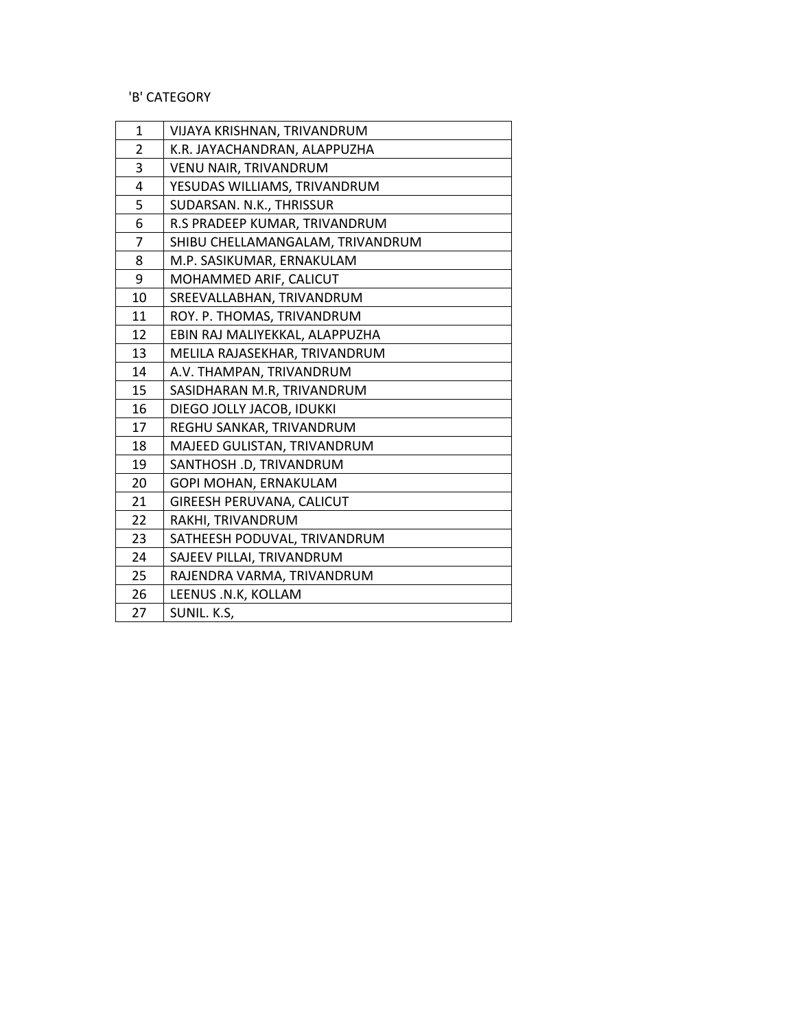'B' CATEGORY

| | |
|---|---|
| 1 | VIJAYA KRISHNAN, TRIVANDRUM |
| 2 | K.R. JAYACHANDRAN, ALAPPUZHA |
| 3 | VENU NAIR, TRIVANDRUM |
| 4 | YESUDAS WILLIAMS, TRIVANDRUM |
| 5 | SUDARSAN. N.K., THRISSUR |
| 6 | R.S PRADEEP KUMAR, TRIVANDRUM |
| 7 | SHIBU CHELLAMANGALAM, TRIVANDRUM |
| 8 | M.P. SASIKUMAR, ERNAKULAM |
| 9 | MOHAMMED ARIF, CALICUT |
| 10 | SREEVALLABHAN, TRIVANDRUM |
| 11 | ROY. P. THOMAS, TRIVANDRUM |
| 12 | EBIN RAJ MALIYEKKAL, ALAPPUZHA |
| 13 | MELILA RAJASEKHAR, TRIVANDRUM |
| 14 | A.V. THAMPAN, TRIVANDRUM |
| 15 | SASIDHARAN M.R, TRIVANDRUM |
| 16 | DIEGO JOLLY JACOB, IDUKKI |
| 17 | REGHU SANKAR, TRIVANDRUM |
| 18 | MAJEED GULISTAN, TRIVANDRUM |
| 19 | SANTHOSH .D, TRIVANDRUM |
| 20 | GOPI MOHAN, ERNAKULAM |
| 21 | GIREESH PERUVANA, CALICUT |
| 22 | RAKHI, TRIVANDRUM |
| 23 | SATHEESH PODUVAL, TRIVANDRUM |
| 24 | SAJEEV PILLAI, TRIVANDRUM |
| 25 | RAJENDRA VARMA, TRIVANDRUM |
| 26 | LEENUS .N.K, KOLLAM |
| 27 | SUNIL. K.S, |